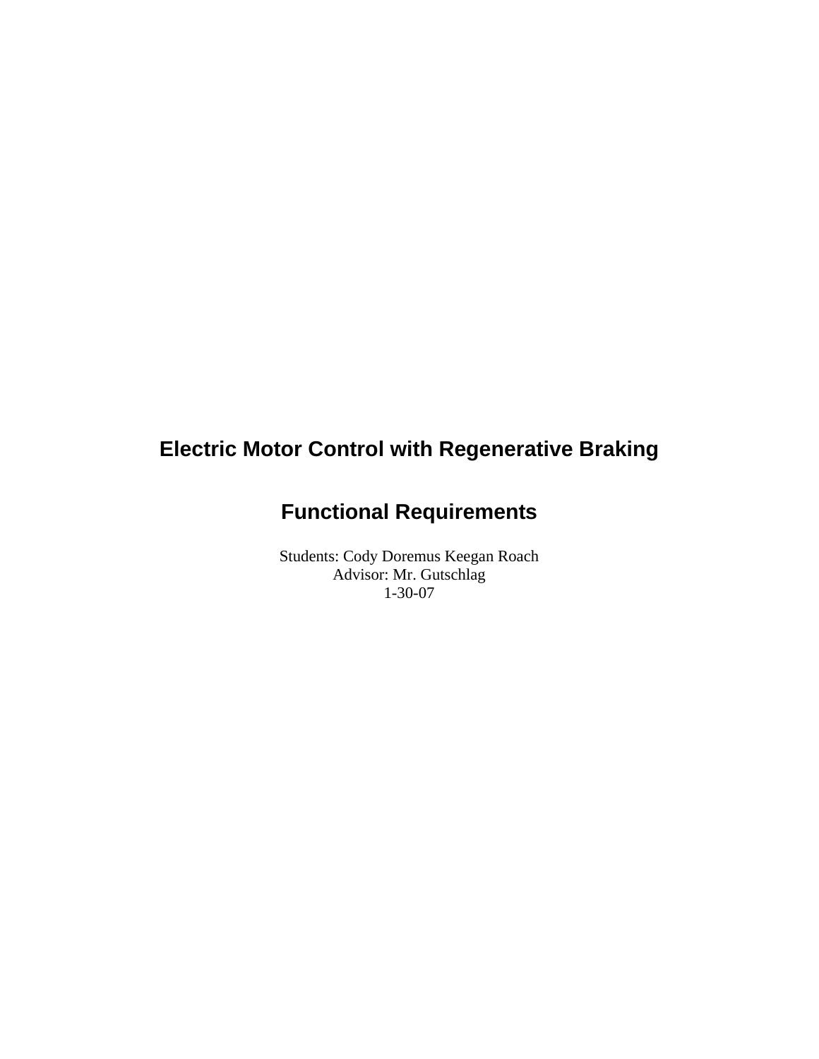# Electric Motor Control with Regenerative Braking

## Functional Requirements

Students: Cody Doremus Keegan Roach
Advisor: Mr. Gutschlag
1-30-07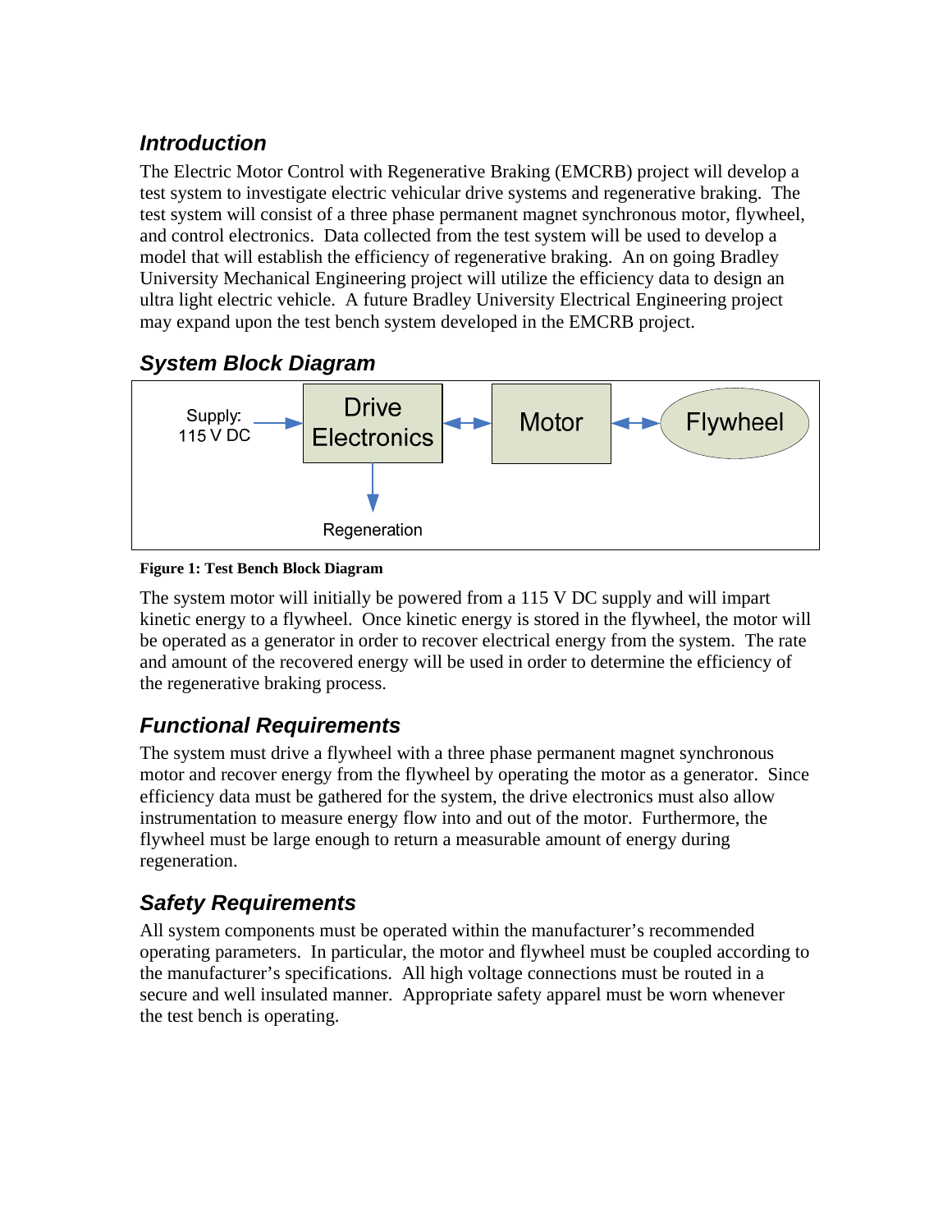## Introduction

The Electric Motor Control with Regenerative Braking (EMCRB) project will develop a test system to investigate electric vehicular drive systems and regenerative braking. The test system will consist of a three phase permanent magnet synchronous motor, flywheel, and control electronics. Data collected from the test system will be used to develop a model that will establish the efficiency of regenerative braking. An on going Bradley University Mechanical Engineering project will utilize the efficiency data to design an ultra light electric vehicle. A future Bradley University Electrical Engineering project may expand upon the test bench system developed in the EMCRB project.

## System Block Diagram

Supply: 115 V DC → Drive Electronics ↔ Motor ↔ Flywheel

Drive Electronics → Regeneration

**Figure 1: Test Bench Block Diagram**

The system motor will initially be powered from a 115 V DC supply and will impart kinetic energy to a flywheel. Once kinetic energy is stored in the flywheel, the motor will be operated as a generator in order to recover electrical energy from the system. The rate and amount of the recovered energy will be used in order to determine the efficiency of the regenerative braking process.

## Functional Requirements

The system must drive a flywheel with a three phase permanent magnet synchronous motor and recover energy from the flywheel by operating the motor as a generator. Since efficiency data must be gathered for the system, the drive electronics must also allow instrumentation to measure energy flow into and out of the motor. Furthermore, the flywheel must be large enough to return a measurable amount of energy during regeneration.

## Safety Requirements

All system components must be operated within the manufacturer's recommended operating parameters. In particular, the motor and flywheel must be coupled according to the manufacturer's specifications. All high voltage connections must be routed in a secure and well insulated manner. Appropriate safety apparel must be worn whenever the test bench is operating.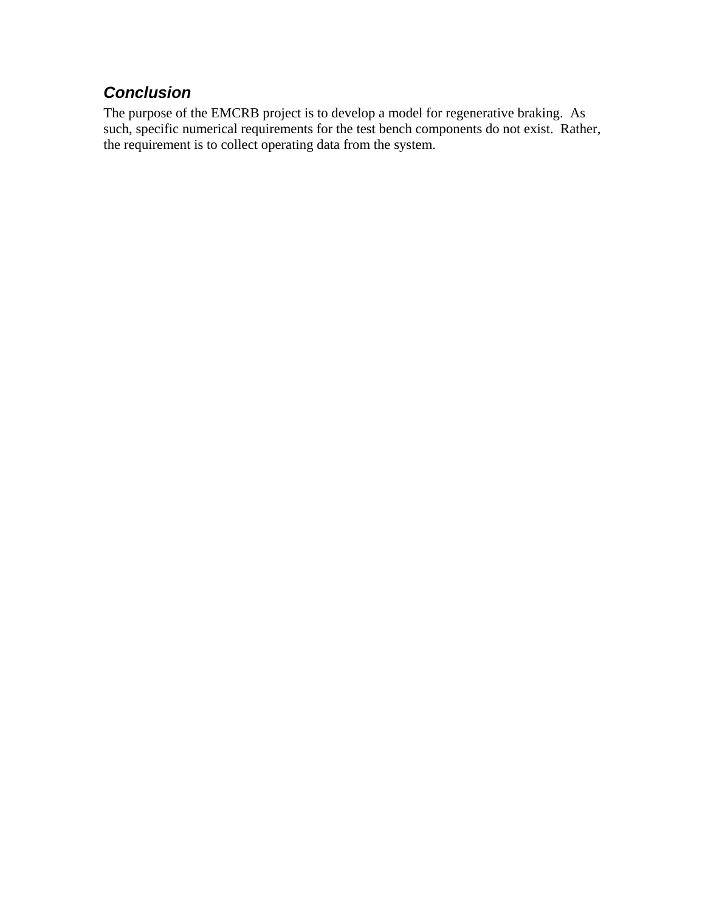## ***Conclusion***

The purpose of the EMCRB project is to develop a model for regenerative braking. As such, specific numerical requirements for the test bench components do not exist. Rather, the requirement is to collect operating data from the system.